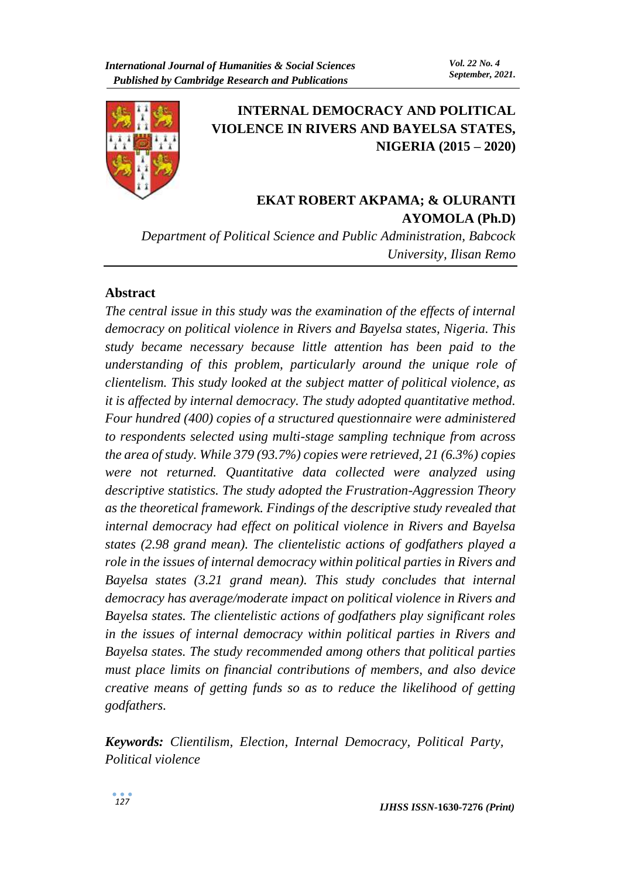# INTERNAL DEMOCRACY AND POLITICAL VIOLENCE IN RIVERS AND BAYELSA STATES, NIGERIA (2015 – 2020)

**EKAT ROBERT AKPAMA; & OLURANTI AYOMOLA (Ph.D)**

*Department of Political Science and Public Administration, Babcock University, Ilisan Remo*

## Abstract

*The central issue in this study was the examination of the effects of internal democracy on political violence in Rivers and Bayelsa states, Nigeria. This study became necessary because little attention has been paid to the understanding of this problem, particularly around the unique role of clientelism. This study looked at the subject matter of political violence, as it is affected by internal democracy. The study adopted quantitative method. Four hundred (400) copies of a structured questionnaire were administered to respondents selected using multi-stage sampling technique from across the area of study. While 379 (93.7%) copies were retrieved, 21 (6.3%) copies were not returned. Quantitative data collected were analyzed using descriptive statistics. The study adopted the Frustration-Aggression Theory as the theoretical framework. Findings of the descriptive study revealed that internal democracy had effect on political violence in Rivers and Bayelsa states (2.98 grand mean). The clientelistic actions of godfathers played a role in the issues of internal democracy within political parties in Rivers and Bayelsa states (3.21 grand mean). This study concludes that internal democracy has average/moderate impact on political violence in Rivers and Bayelsa states. The clientelistic actions of godfathers play significant roles in the issues of internal democracy within political parties in Rivers and Bayelsa states. The study recommended among others that political parties must place limits on financial contributions of members, and also device creative means of getting funds so as to reduce the likelihood of getting godfathers.*

***Keywords:*** *Clientilism, Election, Internal Democracy, Political Party, Political violence*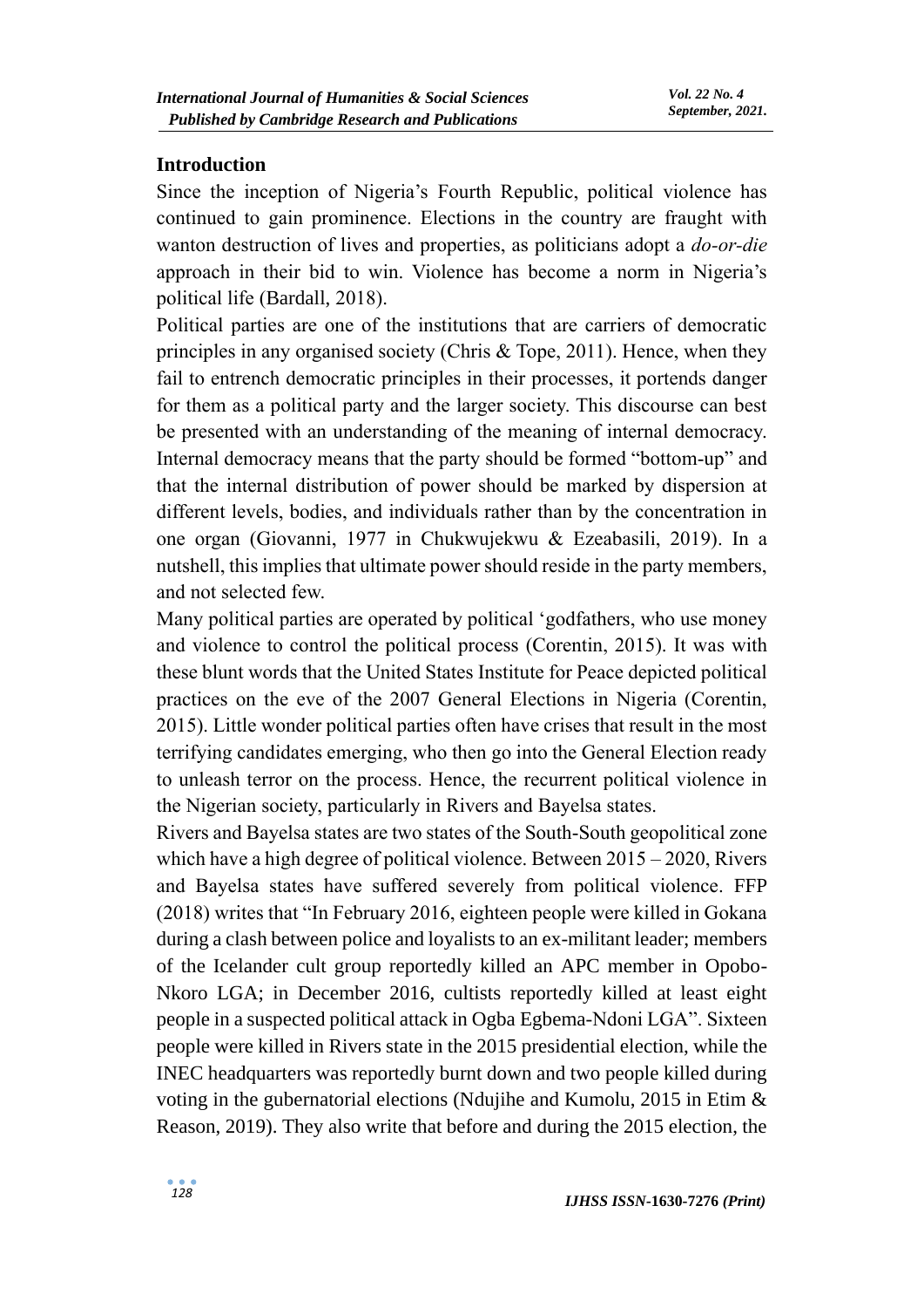## Introduction

Since the inception of Nigeria's Fourth Republic, political violence has continued to gain prominence. Elections in the country are fraught with wanton destruction of lives and properties, as politicians adopt a *do-or-die* approach in their bid to win. Violence has become a norm in Nigeria's political life (Bardall, 2018).

Political parties are one of the institutions that are carriers of democratic principles in any organised society (Chris & Tope, 2011). Hence, when they fail to entrench democratic principles in their processes, it portends danger for them as a political party and the larger society. This discourse can best be presented with an understanding of the meaning of internal democracy. Internal democracy means that the party should be formed "bottom-up" and that the internal distribution of power should be marked by dispersion at different levels, bodies, and individuals rather than by the concentration in one organ (Giovanni, 1977 in Chukwujekwu & Ezeabasili, 2019). In a nutshell, this implies that ultimate power should reside in the party members, and not selected few.

Many political parties are operated by political 'godfathers, who use money and violence to control the political process (Corentin, 2015). It was with these blunt words that the United States Institute for Peace depicted political practices on the eve of the 2007 General Elections in Nigeria (Corentin, 2015). Little wonder political parties often have crises that result in the most terrifying candidates emerging, who then go into the General Election ready to unleash terror on the process. Hence, the recurrent political violence in the Nigerian society, particularly in Rivers and Bayelsa states.

Rivers and Bayelsa states are two states of the South-South geopolitical zone which have a high degree of political violence. Between 2015 – 2020, Rivers and Bayelsa states have suffered severely from political violence. FFP (2018) writes that "In February 2016, eighteen people were killed in Gokana during a clash between police and loyalists to an ex-militant leader; members of the Icelander cult group reportedly killed an APC member in Opobo-Nkoro LGA; in December 2016, cultists reportedly killed at least eight people in a suspected political attack in Ogba Egbema-Ndoni LGA". Sixteen people were killed in Rivers state in the 2015 presidential election, while the INEC headquarters was reportedly burnt down and two people killed during voting in the gubernatorial elections (Ndujihe and Kumolu, 2015 in Etim & Reason, 2019). They also write that before and during the 2015 election, the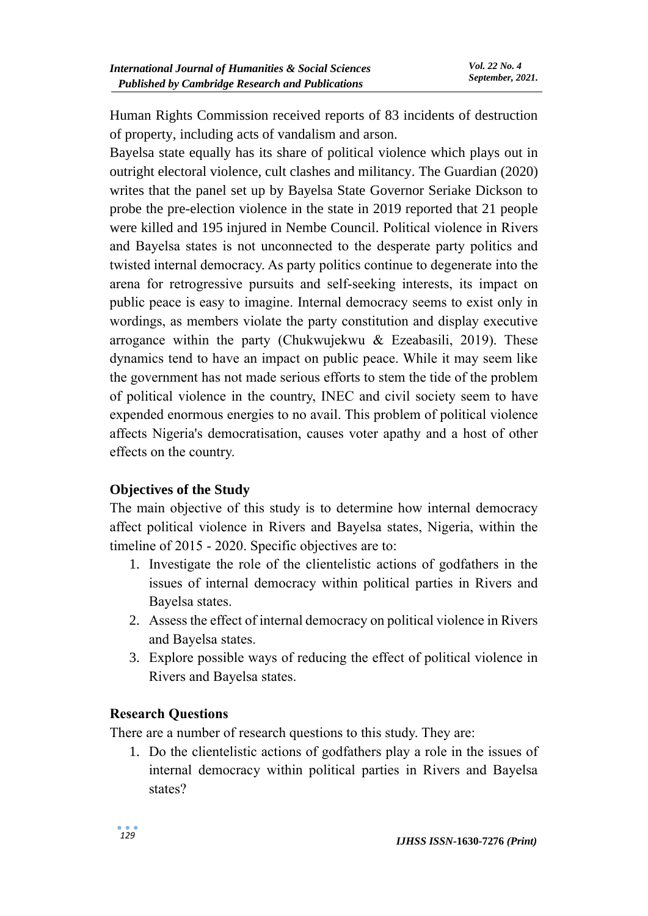Human Rights Commission received reports of 83 incidents of destruction of property, including acts of vandalism and arson.

Bayelsa state equally has its share of political violence which plays out in outright electoral violence, cult clashes and militancy. The Guardian (2020) writes that the panel set up by Bayelsa State Governor Seriake Dickson to probe the pre-election violence in the state in 2019 reported that 21 people were killed and 195 injured in Nembe Council. Political violence in Rivers and Bayelsa states is not unconnected to the desperate party politics and twisted internal democracy. As party politics continue to degenerate into the arena for retrogressive pursuits and self-seeking interests, its impact on public peace is easy to imagine. Internal democracy seems to exist only in wordings, as members violate the party constitution and display executive arrogance within the party (Chukwujekwu & Ezeabasili, 2019). These dynamics tend to have an impact on public peace. While it may seem like the government has not made serious efforts to stem the tide of the problem of political violence in the country, INEC and civil society seem to have expended enormous energies to no avail. This problem of political violence affects Nigeria's democratisation, causes voter apathy and a host of other effects on the country.

## Objectives of the Study

The main objective of this study is to determine how internal democracy affect political violence in Rivers and Bayelsa states, Nigeria, within the timeline of 2015 - 2020. Specific objectives are to:

1. Investigate the role of the clientelistic actions of godfathers in the issues of internal democracy within political parties in Rivers and Bayelsa states.
2. Assess the effect of internal democracy on political violence in Rivers and Bayelsa states.
3. Explore possible ways of reducing the effect of political violence in Rivers and Bayelsa states.

## Research Questions

There are a number of research questions to this study. They are:

1. Do the clientelistic actions of godfathers play a role in the issues of internal democracy within political parties in Rivers and Bayelsa states?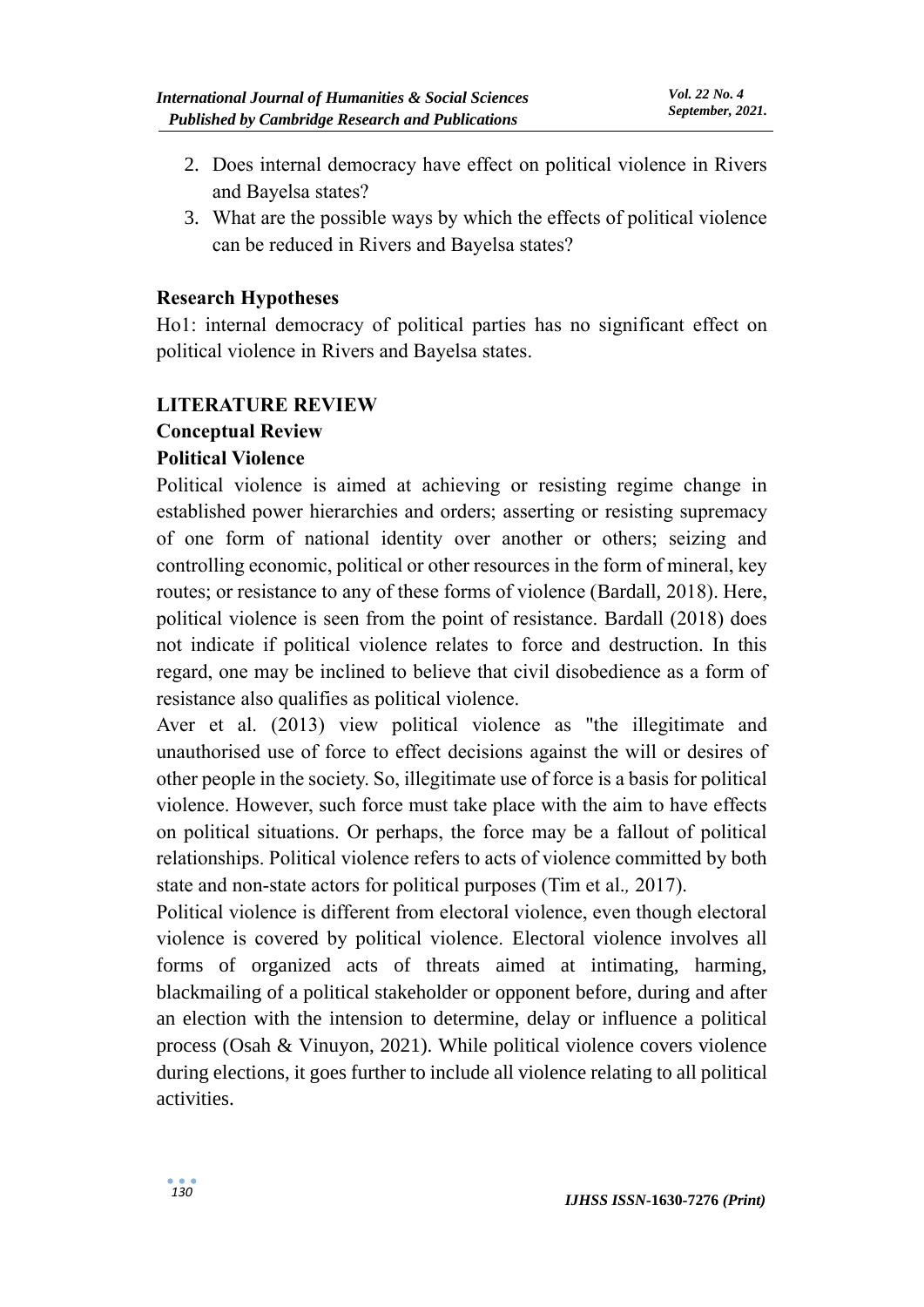2. Does internal democracy have effect on political violence in Rivers and Bayelsa states?
3. What are the possible ways by which the effects of political violence can be reduced in Rivers and Bayelsa states?

**Research Hypotheses**

Ho1: internal democracy of political parties has no significant effect on political violence in Rivers and Bayelsa states.

## LITERATURE REVIEW

### Conceptual Review

#### Political Violence

Political violence is aimed at achieving or resisting regime change in established power hierarchies and orders; asserting or resisting supremacy of one form of national identity over another or others; seizing and controlling economic, political or other resources in the form of mineral, key routes; or resistance to any of these forms of violence (Bardall, 2018). Here, political violence is seen from the point of resistance. Bardall (2018) does not indicate if political violence relates to force and destruction. In this regard, one may be inclined to believe that civil disobedience as a form of resistance also qualifies as political violence.

Aver et al. (2013) view political violence as "the illegitimate and unauthorised use of force to effect decisions against the will or desires of other people in the society. So, illegitimate use of force is a basis for political violence. However, such force must take place with the aim to have effects on political situations. Or perhaps, the force may be a fallout of political relationships. Political violence refers to acts of violence committed by both state and non-state actors for political purposes (Tim et al., 2017).

Political violence is different from electoral violence, even though electoral violence is covered by political violence. Electoral violence involves all forms of organized acts of threats aimed at intimating, harming, blackmailing of a political stakeholder or opponent before, during and after an election with the intension to determine, delay or influence a political process (Osah & Vinuyon, 2021). While political violence covers violence during elections, it goes further to include all violence relating to all political activities.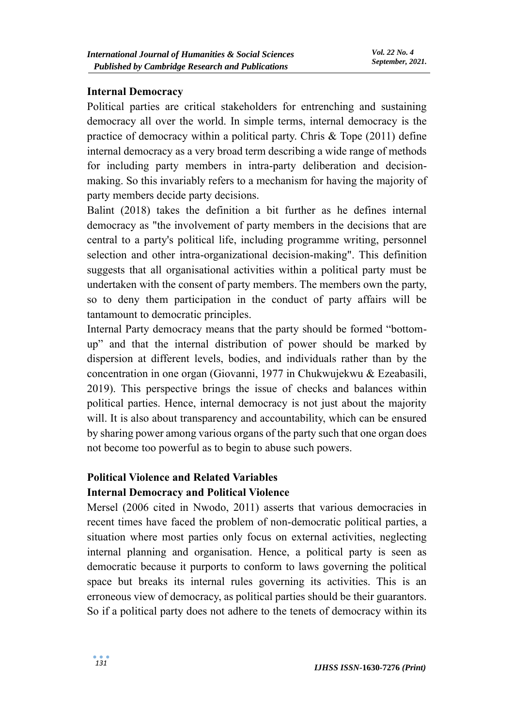## Internal Democracy

Political parties are critical stakeholders for entrenching and sustaining democracy all over the world. In simple terms, internal democracy is the practice of democracy within a political party. Chris & Tope (2011) define internal democracy as a very broad term describing a wide range of methods for including party members in intra-party deliberation and decision-making. So this invariably refers to a mechanism for having the majority of party members decide party decisions.

Balint (2018) takes the definition a bit further as he defines internal democracy as "the involvement of party members in the decisions that are central to a party's political life, including programme writing, personnel selection and other intra-organizational decision-making". This definition suggests that all organisational activities within a political party must be undertaken with the consent of party members. The members own the party, so to deny them participation in the conduct of party affairs will be tantamount to democratic principles.

Internal Party democracy means that the party should be formed "bottom-up" and that the internal distribution of power should be marked by dispersion at different levels, bodies, and individuals rather than by the concentration in one organ (Giovanni, 1977 in Chukwujekwu & Ezeabasili, 2019). This perspective brings the issue of checks and balances within political parties. Hence, internal democracy is not just about the majority will. It is also about transparency and accountability, which can be ensured by sharing power among various organs of the party such that one organ does not become too powerful as to begin to abuse such powers.

## Political Violence and Related Variables

### Internal Democracy and Political Violence

Mersel (2006 cited in Nwodo, 2011) asserts that various democracies in recent times have faced the problem of non-democratic political parties, a situation where most parties only focus on external activities, neglecting internal planning and organisation. Hence, a political party is seen as democratic because it purports to conform to laws governing the political space but breaks its internal rules governing its activities. This is an erroneous view of democracy, as political parties should be their guarantors. So if a political party does not adhere to the tenets of democracy within its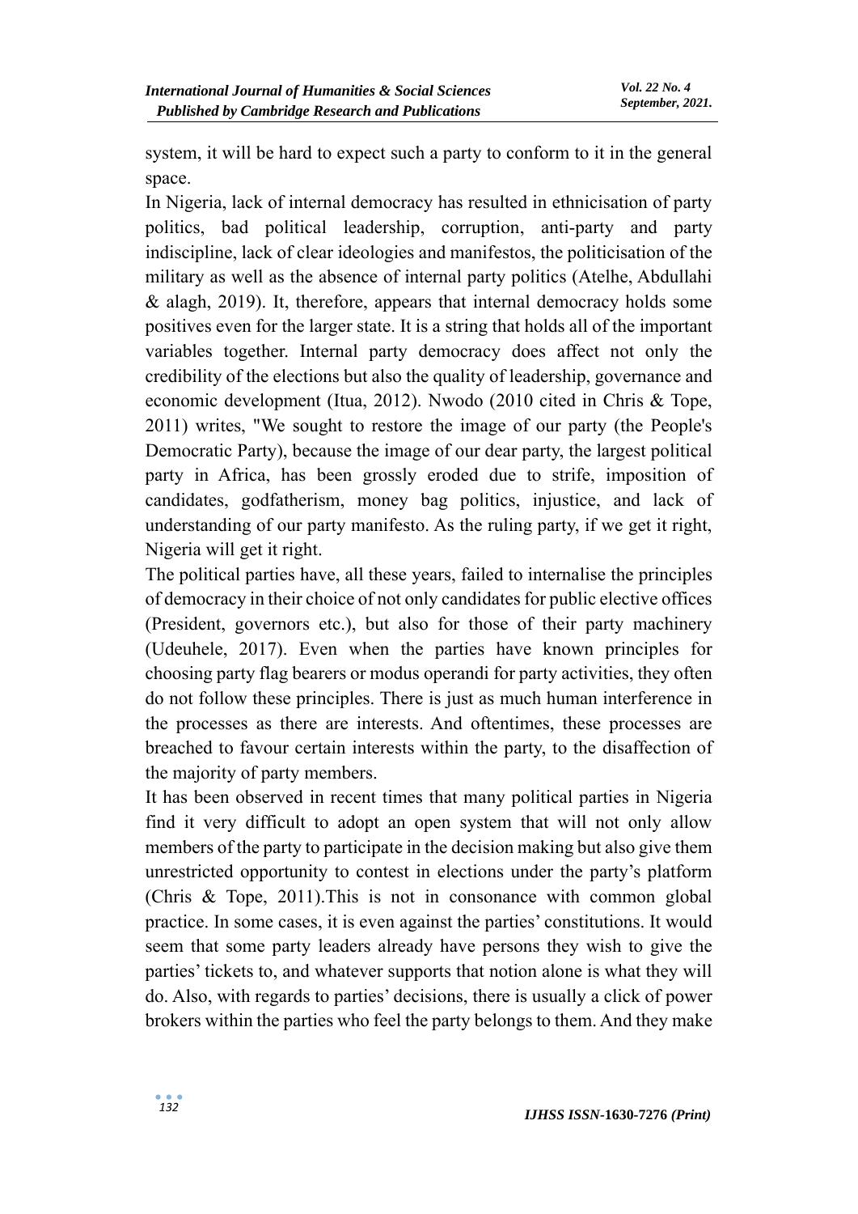system, it will be hard to expect such a party to conform to it in the general space.

In Nigeria, lack of internal democracy has resulted in ethnicisation of party politics, bad political leadership, corruption, anti-party and party indiscipline, lack of clear ideologies and manifestos, the politicisation of the military as well as the absence of internal party politics (Atelhe, Abdullahi & alagh, 2019). It, therefore, appears that internal democracy holds some positives even for the larger state. It is a string that holds all of the important variables together. Internal party democracy does affect not only the credibility of the elections but also the quality of leadership, governance and economic development (Itua, 2012). Nwodo (2010 cited in Chris & Tope, 2011) writes, "We sought to restore the image of our party (the People's Democratic Party), because the image of our dear party, the largest political party in Africa, has been grossly eroded due to strife, imposition of candidates, godfatherism, money bag politics, injustice, and lack of understanding of our party manifesto. As the ruling party, if we get it right, Nigeria will get it right.

The political parties have, all these years, failed to internalise the principles of democracy in their choice of not only candidates for public elective offices (President, governors etc.), but also for those of their party machinery (Udeuhele, 2017). Even when the parties have known principles for choosing party flag bearers or modus operandi for party activities, they often do not follow these principles. There is just as much human interference in the processes as there are interests. And oftentimes, these processes are breached to favour certain interests within the party, to the disaffection of the majority of party members.

It has been observed in recent times that many political parties in Nigeria find it very difficult to adopt an open system that will not only allow members of the party to participate in the decision making but also give them unrestricted opportunity to contest in elections under the party's platform (Chris & Tope, 2011).This is not in consonance with common global practice. In some cases, it is even against the parties' constitutions. It would seem that some party leaders already have persons they wish to give the parties' tickets to, and whatever supports that notion alone is what they will do. Also, with regards to parties' decisions, there is usually a click of power brokers within the parties who feel the party belongs to them. And they make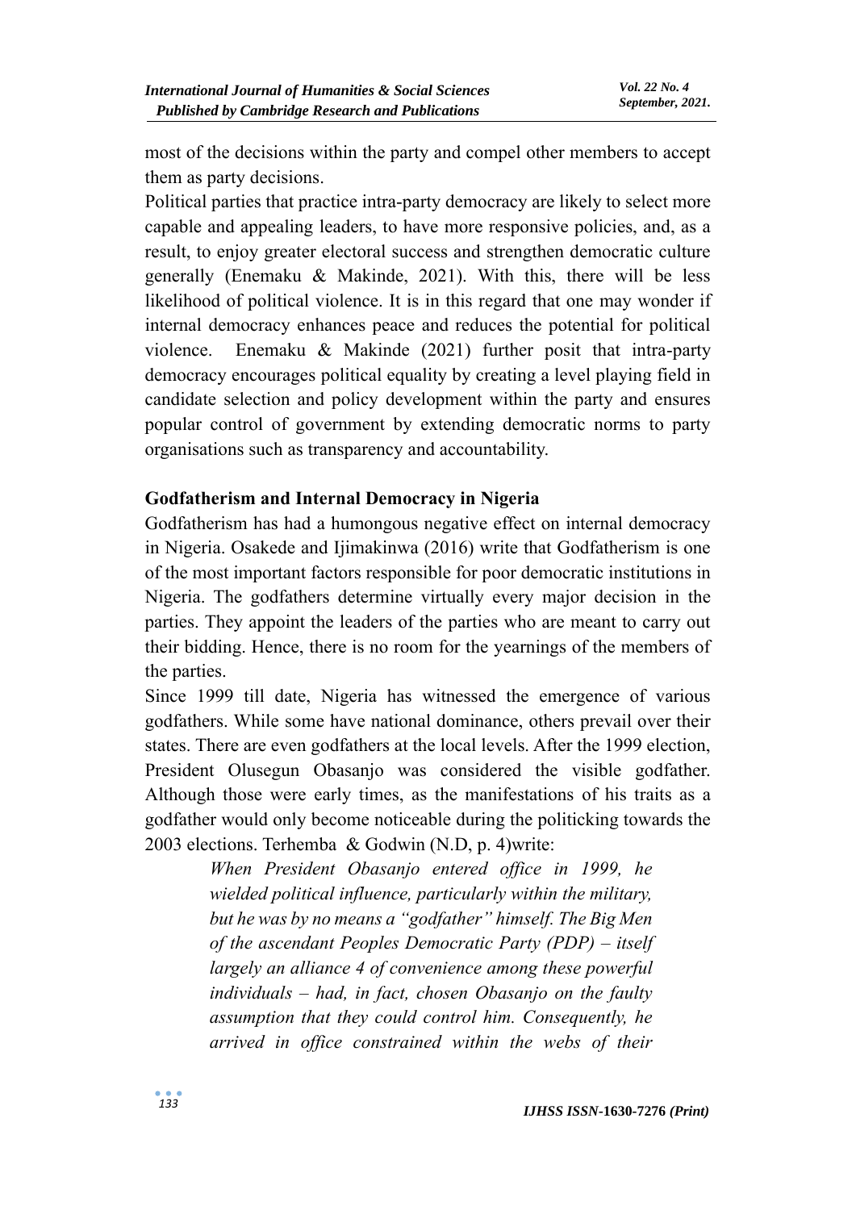most of the decisions within the party and compel other members to accept them as party decisions.

Political parties that practice intra-party democracy are likely to select more capable and appealing leaders, to have more responsive policies, and, as a result, to enjoy greater electoral success and strengthen democratic culture generally (Enemaku & Makinde, 2021). With this, there will be less likelihood of political violence. It is in this regard that one may wonder if internal democracy enhances peace and reduces the potential for political violence. Enemaku & Makinde (2021) further posit that intra-party democracy encourages political equality by creating a level playing field in candidate selection and policy development within the party and ensures popular control of government by extending democratic norms to party organisations such as transparency and accountability.

## Godfatherism and Internal Democracy in Nigeria

Godfatherism has had a humongous negative effect on internal democracy in Nigeria. Osakede and Ijimakinwa (2016) write that Godfatherism is one of the most important factors responsible for poor democratic institutions in Nigeria. The godfathers determine virtually every major decision in the parties. They appoint the leaders of the parties who are meant to carry out their bidding. Hence, there is no room for the yearnings of the members of the parties.

Since 1999 till date, Nigeria has witnessed the emergence of various godfathers. While some have national dominance, others prevail over their states. There are even godfathers at the local levels. After the 1999 election, President Olusegun Obasanjo was considered the visible godfather. Although those were early times, as the manifestations of his traits as a godfather would only become noticeable during the politicking towards the 2003 elections. Terhemba & Godwin (N.D, p. 4)write:

> *When President Obasanjo entered office in 1999, he wielded political influence, particularly within the military, but he was by no means a "godfather" himself. The Big Men of the ascendant Peoples Democratic Party (PDP) – itself largely an alliance 4 of convenience among these powerful individuals – had, in fact, chosen Obasanjo on the faulty assumption that they could control him. Consequently, he arrived in office constrained within the webs of their*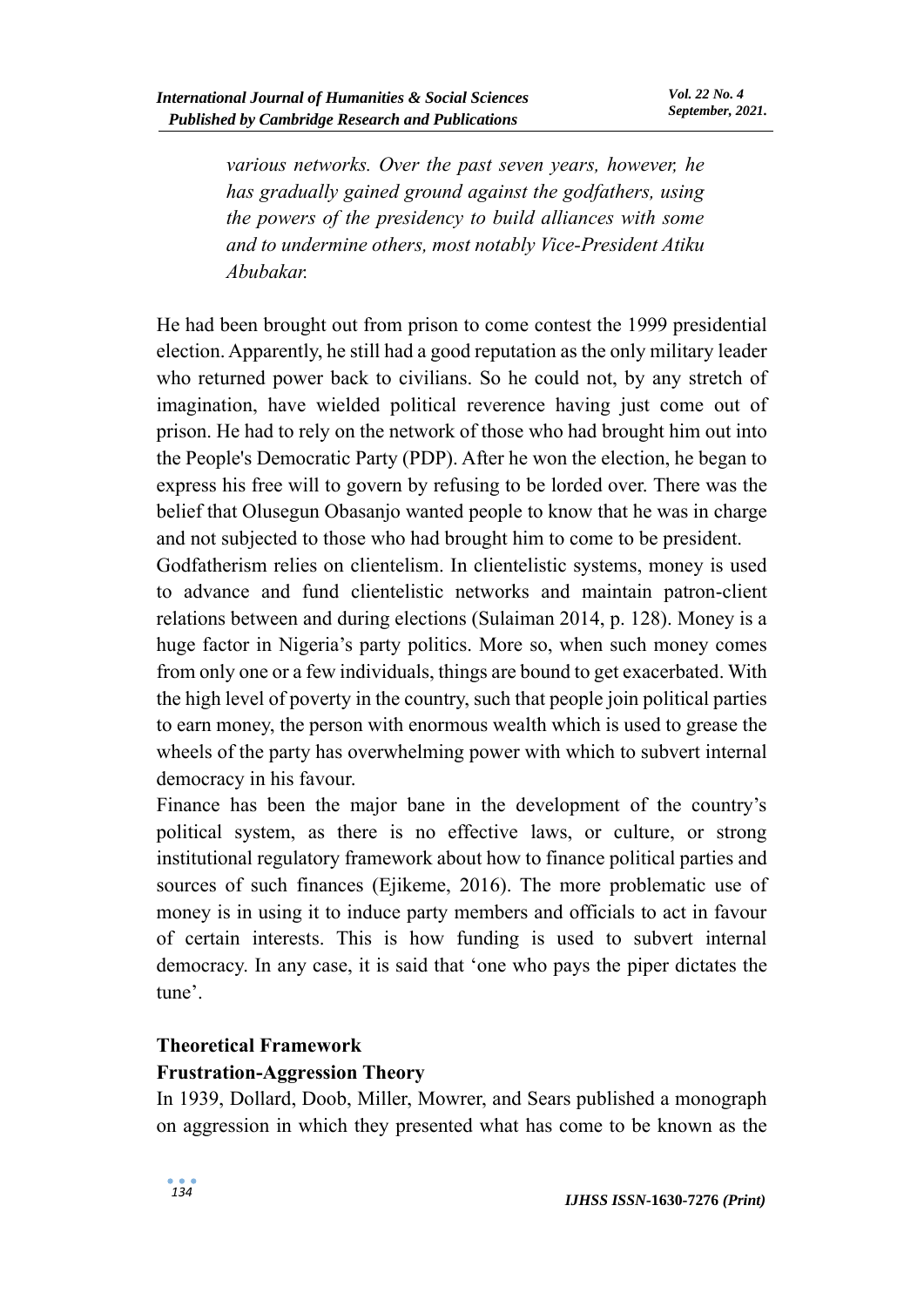> *various networks. Over the past seven years, however, he has gradually gained ground against the godfathers, using the powers of the presidency to build alliances with some and to undermine others, most notably Vice-President Atiku Abubakar.*

He had been brought out from prison to come contest the 1999 presidential election. Apparently, he still had a good reputation as the only military leader who returned power back to civilians. So he could not, by any stretch of imagination, have wielded political reverence having just come out of prison. He had to rely on the network of those who had brought him out into the People's Democratic Party (PDP). After he won the election, he began to express his free will to govern by refusing to be lorded over. There was the belief that Olusegun Obasanjo wanted people to know that he was in charge and not subjected to those who had brought him to come to be president.

Godfatherism relies on clientelism. In clientelistic systems, money is used to advance and fund clientelistic networks and maintain patron-client relations between and during elections (Sulaiman 2014, p. 128). Money is a huge factor in Nigeria's party politics. More so, when such money comes from only one or a few individuals, things are bound to get exacerbated. With the high level of poverty in the country, such that people join political parties to earn money, the person with enormous wealth which is used to grease the wheels of the party has overwhelming power with which to subvert internal democracy in his favour.

Finance has been the major bane in the development of the country's political system, as there is no effective laws, or culture, or strong institutional regulatory framework about how to finance political parties and sources of such finances (Ejikeme, 2016). The more problematic use of money is in using it to induce party members and officials to act in favour of certain interests. This is how funding is used to subvert internal democracy. In any case, it is said that 'one who pays the piper dictates the tune'.

## Theoretical Framework

### Frustration-Aggression Theory

In 1939, Dollard, Doob, Miller, Mowrer, and Sears published a monograph on aggression in which they presented what has come to be known as the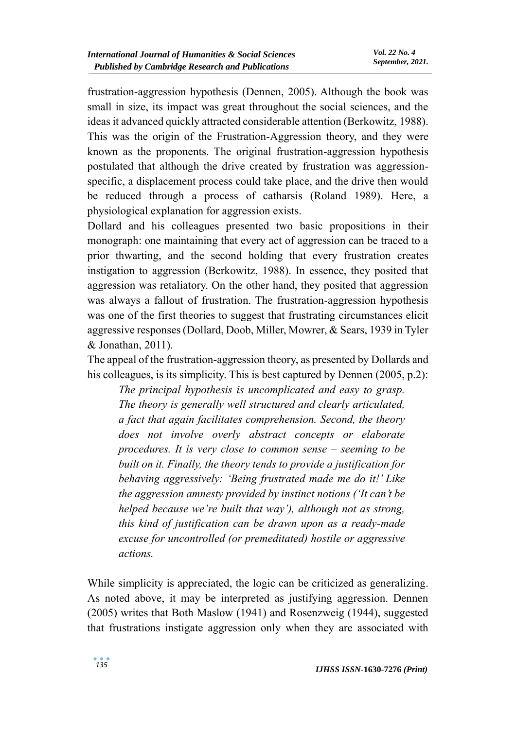frustration-aggression hypothesis (Dennen, 2005). Although the book was small in size, its impact was great throughout the social sciences, and the ideas it advanced quickly attracted considerable attention (Berkowitz, 1988). This was the origin of the Frustration-Aggression theory, and they were known as the proponents. The original frustration-aggression hypothesis postulated that although the drive created by frustration was aggression-specific, a displacement process could take place, and the drive then would be reduced through a process of catharsis (Roland 1989). Here, a physiological explanation for aggression exists.

Dollard and his colleagues presented two basic propositions in their monograph: one maintaining that every act of aggression can be traced to a prior thwarting, and the second holding that every frustration creates instigation to aggression (Berkowitz, 1988). In essence, they posited that aggression was retaliatory. On the other hand, they posited that aggression was always a fallout of frustration. The frustration-aggression hypothesis was one of the first theories to suggest that frustrating circumstances elicit aggressive responses (Dollard, Doob, Miller, Mowrer, & Sears, 1939 in Tyler & Jonathan, 2011).

The appeal of the frustration-aggression theory, as presented by Dollards and his colleagues, is its simplicity. This is best captured by Dennen (2005, p.2):

> *The principal hypothesis is uncomplicated and easy to grasp. The theory is generally well structured and clearly articulated, a fact that again facilitates comprehension. Second, the theory does not involve overly abstract concepts or elaborate procedures. It is very close to common sense – seeming to be built on it. Finally, the theory tends to provide a justification for behaving aggressively: 'Being frustrated made me do it!' Like the aggression amnesty provided by instinct notions ('It can't be helped because we're built that way'), although not as strong, this kind of justification can be drawn upon as a ready-made excuse for uncontrolled (or premeditated) hostile or aggressive actions.*

While simplicity is appreciated, the logic can be criticized as generalizing. As noted above, it may be interpreted as justifying aggression. Dennen (2005) writes that Both Maslow (1941) and Rosenzweig (1944), suggested that frustrations instigate aggression only when they are associated with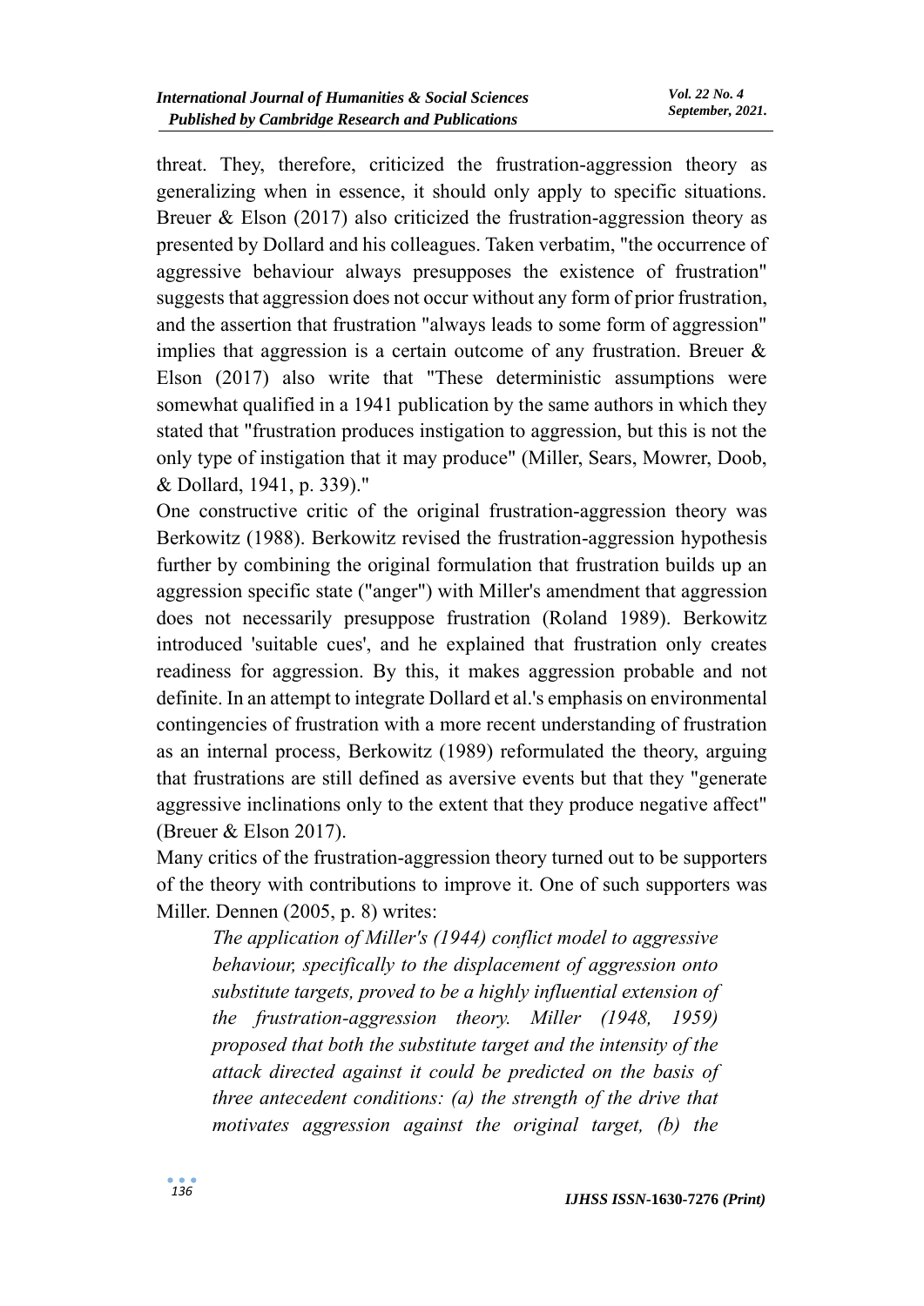threat. They, therefore, criticized the frustration-aggression theory as generalizing when in essence, it should only apply to specific situations. Breuer & Elson (2017) also criticized the frustration-aggression theory as presented by Dollard and his colleagues. Taken verbatim, "the occurrence of aggressive behaviour always presupposes the existence of frustration" suggests that aggression does not occur without any form of prior frustration, and the assertion that frustration "always leads to some form of aggression" implies that aggression is a certain outcome of any frustration. Breuer & Elson (2017) also write that "These deterministic assumptions were somewhat qualified in a 1941 publication by the same authors in which they stated that "frustration produces instigation to aggression, but this is not the only type of instigation that it may produce" (Miller, Sears, Mowrer, Doob, & Dollard, 1941, p. 339)."

One constructive critic of the original frustration-aggression theory was Berkowitz (1988). Berkowitz revised the frustration-aggression hypothesis further by combining the original formulation that frustration builds up an aggression specific state ("anger") with Miller's amendment that aggression does not necessarily presuppose frustration (Roland 1989). Berkowitz introduced 'suitable cues', and he explained that frustration only creates readiness for aggression. By this, it makes aggression probable and not definite. In an attempt to integrate Dollard et al.'s emphasis on environmental contingencies of frustration with a more recent understanding of frustration as an internal process, Berkowitz (1989) reformulated the theory, arguing that frustrations are still defined as aversive events but that they "generate aggressive inclinations only to the extent that they produce negative affect" (Breuer & Elson 2017).

Many critics of the frustration-aggression theory turned out to be supporters of the theory with contributions to improve it. One of such supporters was Miller. Dennen (2005, p. 8) writes:

> *The application of Miller's (1944) conflict model to aggressive behaviour, specifically to the displacement of aggression onto substitute targets, proved to be a highly influential extension of the frustration-aggression theory. Miller (1948, 1959) proposed that both the substitute target and the intensity of the attack directed against it could be predicted on the basis of three antecedent conditions: (a) the strength of the drive that motivates aggression against the original target, (b) the*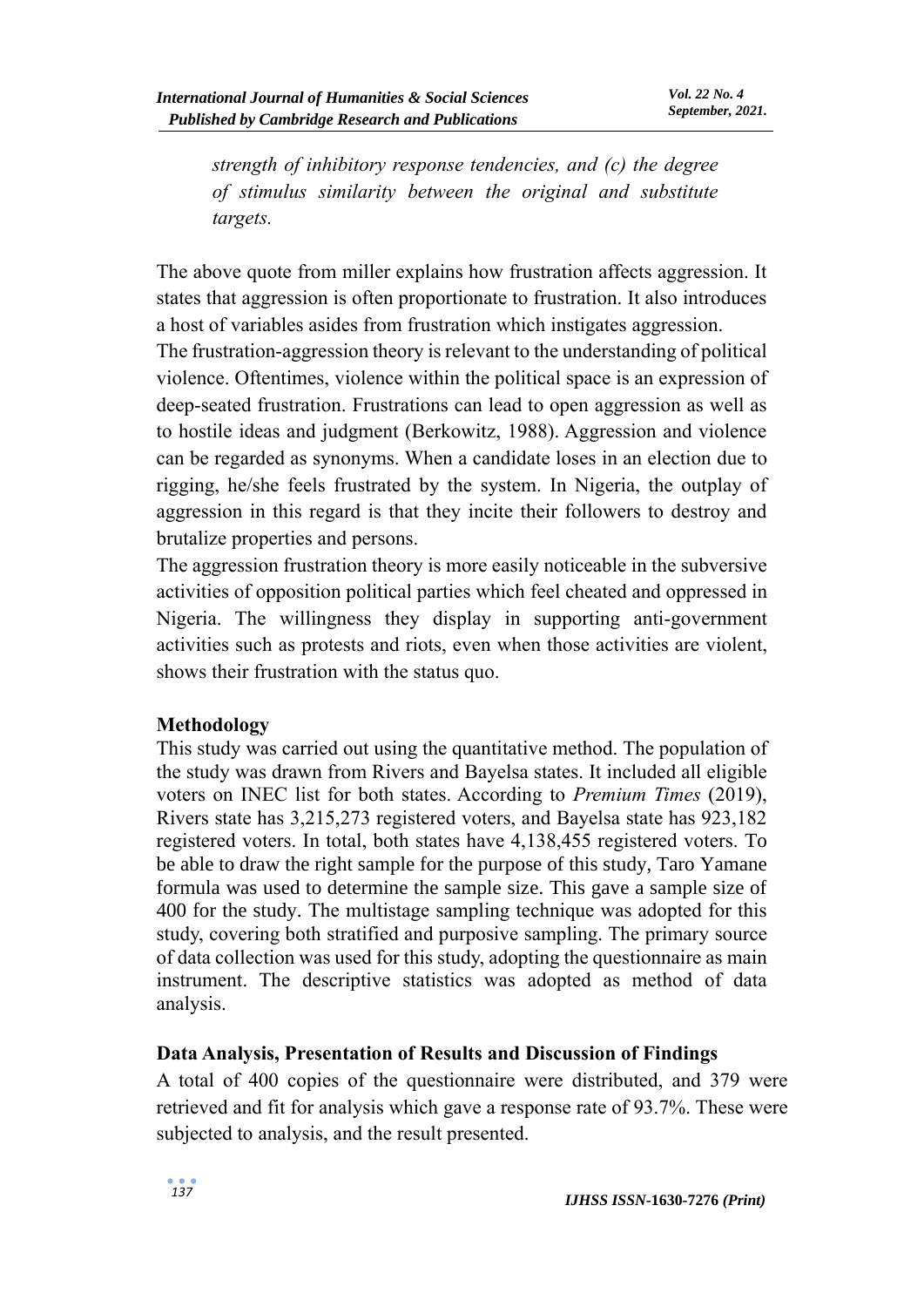*strength of inhibitory response tendencies, and (c) the degree of stimulus similarity between the original and substitute targets.*

The above quote from miller explains how frustration affects aggression. It states that aggression is often proportionate to frustration. It also introduces a host of variables asides from frustration which instigates aggression.

The frustration-aggression theory is relevant to the understanding of political violence. Oftentimes, violence within the political space is an expression of deep-seated frustration. Frustrations can lead to open aggression as well as to hostile ideas and judgment (Berkowitz, 1988). Aggression and violence can be regarded as synonyms. When a candidate loses in an election due to rigging, he/she feels frustrated by the system. In Nigeria, the outplay of aggression in this regard is that they incite their followers to destroy and brutalize properties and persons.

The aggression frustration theory is more easily noticeable in the subversive activities of opposition political parties which feel cheated and oppressed in Nigeria. The willingness they display in supporting anti-government activities such as protests and riots, even when those activities are violent, shows their frustration with the status quo.

## Methodology

This study was carried out using the quantitative method. The population of the study was drawn from Rivers and Bayelsa states. It included all eligible voters on INEC list for both states. According to *Premium Times* (2019), Rivers state has 3,215,273 registered voters, and Bayelsa state has 923,182 registered voters. In total, both states have 4,138,455 registered voters. To be able to draw the right sample for the purpose of this study, Taro Yamane formula was used to determine the sample size. This gave a sample size of 400 for the study. The multistage sampling technique was adopted for this study, covering both stratified and purposive sampling. The primary source of data collection was used for this study, adopting the questionnaire as main instrument. The descriptive statistics was adopted as method of data analysis.

## Data Analysis, Presentation of Results and Discussion of Findings

A total of 400 copies of the questionnaire were distributed, and 379 were retrieved and fit for analysis which gave a response rate of 93.7%. These were subjected to analysis, and the result presented.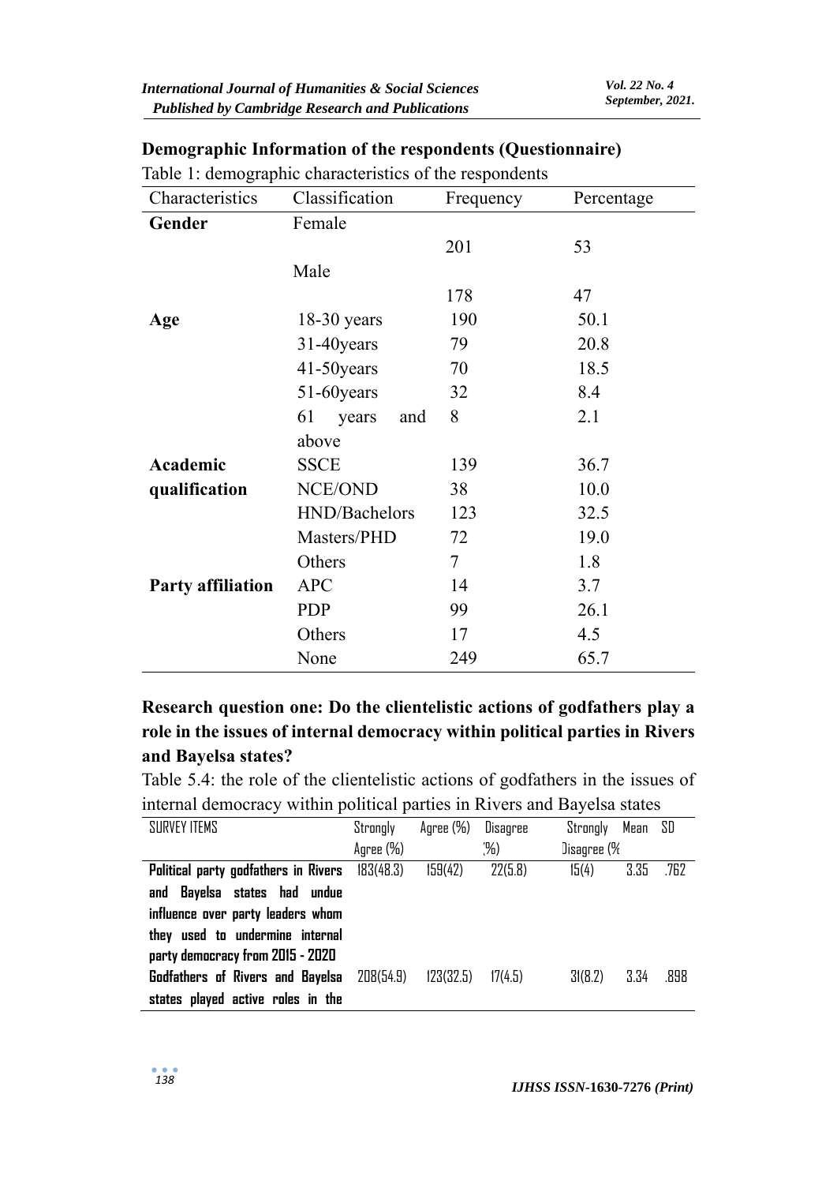**Demographic Information of the respondents (Questionnaire)**

Table 1: demographic characteristics of the respondents

| Characteristics | Classification | Frequency | Percentage |
|---|---|---|---|
| **Gender** | Female | 201 | 53 |
| | Male | 178 | 47 |
| **Age** | 18-30 years | 190 | 50.1 |
| | 31-40years | 79 | 20.8 |
| | 41-50years | 70 | 18.5 |
| | 51-60years | 32 | 8.4 |
| | 61 years and above | 8 | 2.1 |
| **Academic qualification** | SSCE | 139 | 36.7 |
| | NCE/OND | 38 | 10.0 |
| | HND/Bachelors | 123 | 32.5 |
| | Masters/PHD | 72 | 19.0 |
| | Others | 7 | 1.8 |
| **Party affiliation** | APC | 14 | 3.7 |
| | PDP | 99 | 26.1 |
| | Others | 17 | 4.5 |
| | None | 249 | 65.7 |

**Research question one: Do the clientelistic actions of godfathers play a role in the issues of internal democracy within political parties in Rivers and Bayelsa states?**

Table 5.4: the role of the clientelistic actions of godfathers in the issues of internal democracy within political parties in Rivers and Bayelsa states

| SURVEY ITEMS | Strongly Agree (%) | Agree (%) | Disagree (%) | Strongly Disagree (% | Mean | SD |
|---|---|---|---|---|---|---|
| **Political party godfathers in Rivers and Bayelsa states had undue influence over party leaders whom they used to undermine internal party democracy from 2015 - 2020** | 183(48.3) | 159(42) | 22(5.8) | 15(4) | 3.35 | .762 |
| **Godfathers of Rivers and Bayelsa states played active roles in the** | 208(54.9) | 123(32.5) | 17(4.5) | 31(8.2) | 3.34 | .898 |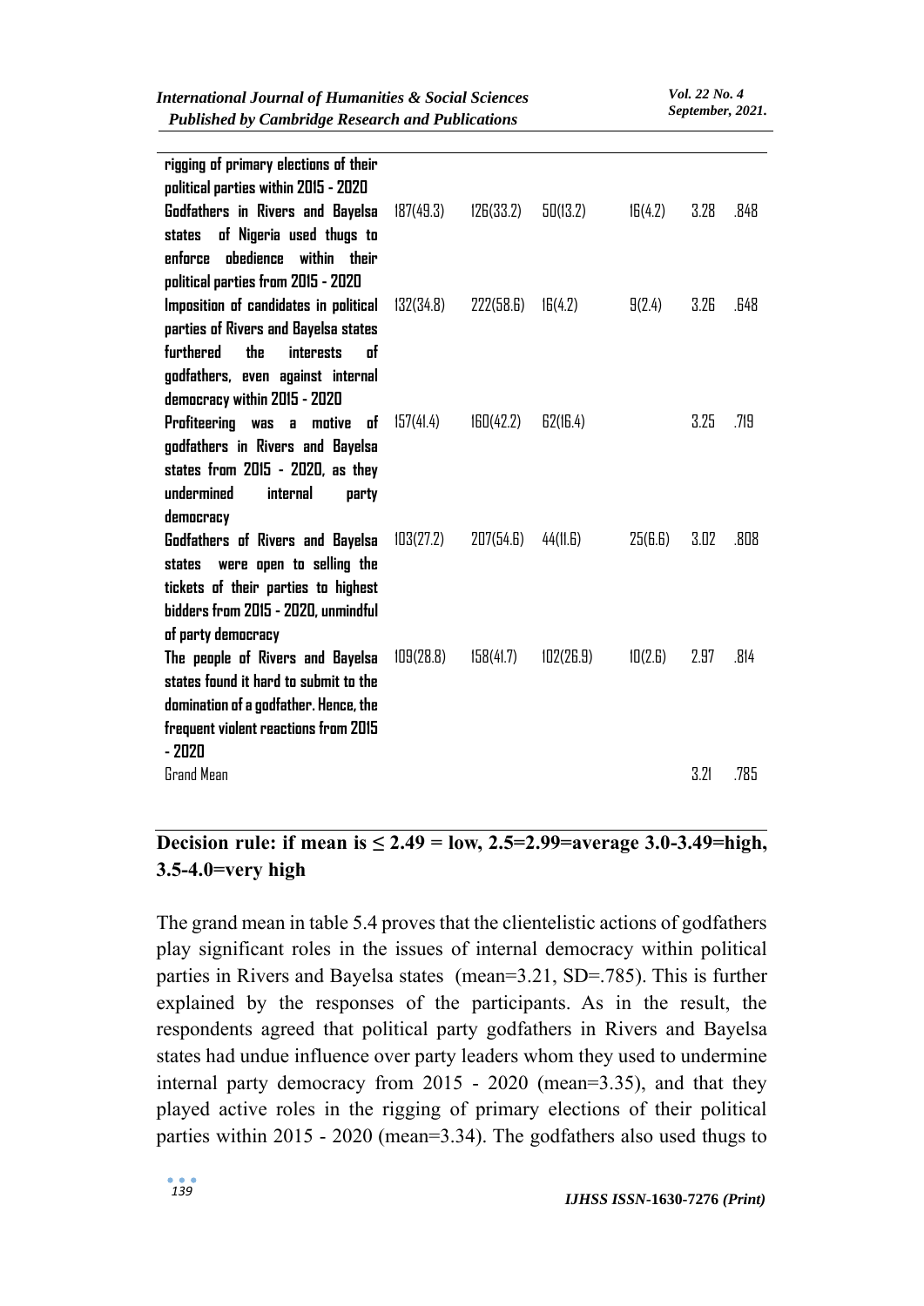| | | | | | | |
|---|---|---|---|---|---|---|
| rigging of primary elections of their political parties within 2015 - 2020 | | | | | | |
| Godfathers in Rivers and Bayelsa states of Nigeria used thugs to enforce obedience within their political parties from 2015 - 2020 | 187(49.3) | 126(33.2) | 50(13.2) | 16(4.2) | 3.28 | .848 |
| Imposition of candidates in political parties of Rivers and Bayelsa states furthered the interests of godfathers, even against internal democracy within 2015 - 2020 | 132(34.8) | 222(58.6) | 16(4.2) | 9(2.4) | 3.26 | .648 |
| Profiteering was a motive of godfathers in Rivers and Bayelsa states from 2015 - 2020, as they undermined internal party democracy | 157(41.4) | 160(42.2) | 62(16.4) | | 3.25 | .719 |
| Godfathers of Rivers and Bayelsa states were open to selling the tickets of their parties to highest bidders from 2015 - 2020, unmindful of party democracy | 103(27.2) | 207(54.6) | 44(11.6) | 25(6.6) | 3.02 | .808 |
| The people of Rivers and Bayelsa states found it hard to submit to the domination of a godfather. Hence, the frequent violent reactions from 2015 - 2020 | 109(28.8) | 158(41.7) | 102(26.9) | 10(2.6) | 2.97 | .814 |
| Grand Mean | | | | | 3.21 | .785 |

**Decision rule: if mean is ≤ 2.49 = low, 2.5=2.99=average 3.0-3.49=high, 3.5-4.0=very high**

The grand mean in table 5.4 proves that the clientelistic actions of godfathers play significant roles in the issues of internal democracy within political parties in Rivers and Bayelsa states (mean=3.21, SD=.785). This is further explained by the responses of the participants. As in the result, the respondents agreed that political party godfathers in Rivers and Bayelsa states had undue influence over party leaders whom they used to undermine internal party democracy from 2015 - 2020 (mean=3.35), and that they played active roles in the rigging of primary elections of their political parties within 2015 - 2020 (mean=3.34). The godfathers also used thugs to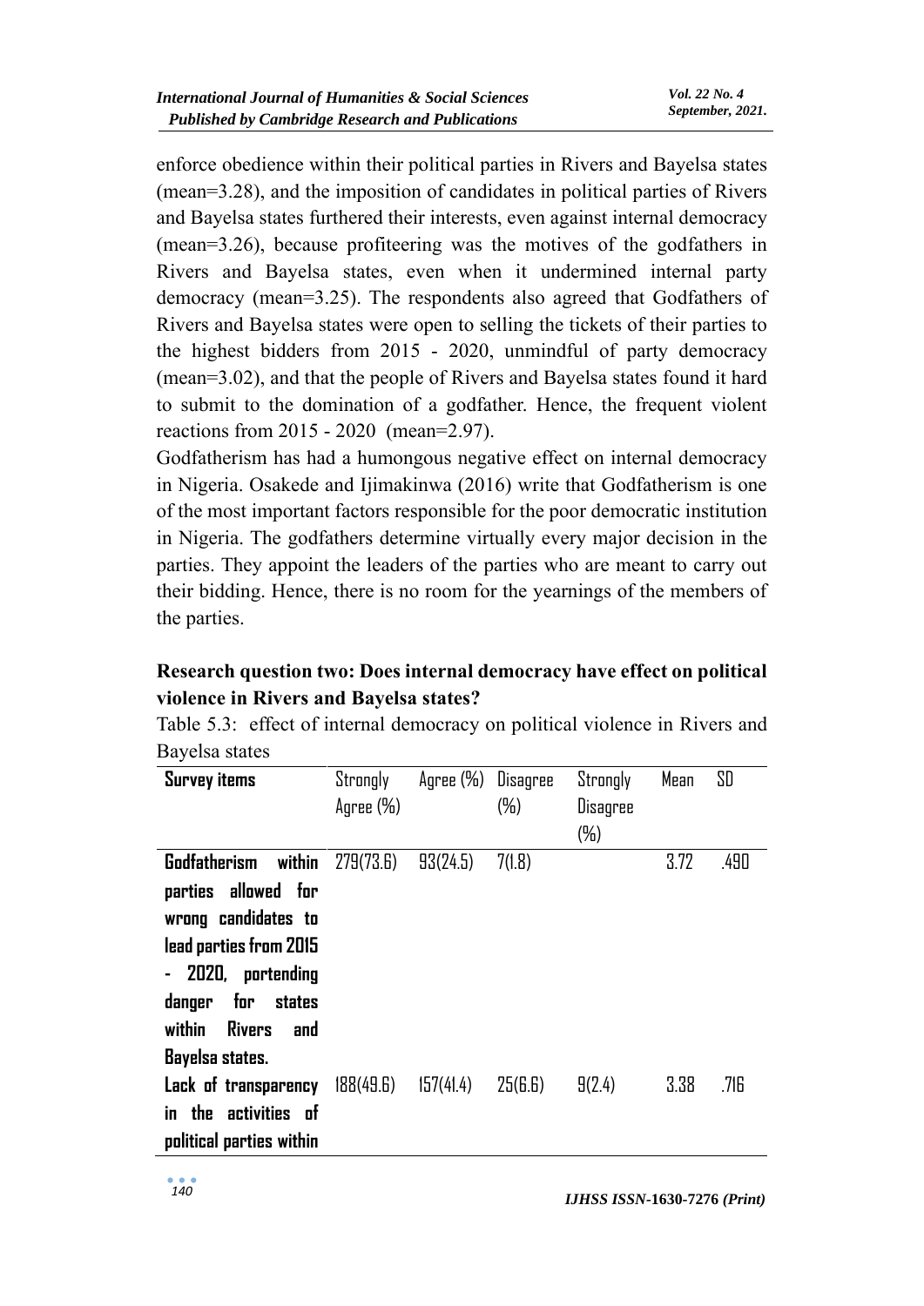enforce obedience within their political parties in Rivers and Bayelsa states (mean=3.28), and the imposition of candidates in political parties of Rivers and Bayelsa states furthered their interests, even against internal democracy (mean=3.26), because profiteering was the motives of the godfathers in Rivers and Bayelsa states, even when it undermined internal party democracy (mean=3.25). The respondents also agreed that Godfathers of Rivers and Bayelsa states were open to selling the tickets of their parties to the highest bidders from 2015 - 2020, unmindful of party democracy (mean=3.02), and that the people of Rivers and Bayelsa states found it hard to submit to the domination of a godfather. Hence, the frequent violent reactions from 2015 - 2020 (mean=2.97).

Godfatherism has had a humongous negative effect on internal democracy in Nigeria. Osakede and Ijimakinwa (2016) write that Godfatherism is one of the most important factors responsible for the poor democratic institution in Nigeria. The godfathers determine virtually every major decision in the parties. They appoint the leaders of the parties who are meant to carry out their bidding. Hence, there is no room for the yearnings of the members of the parties.

**Research question two: Does internal democracy have effect on political violence in Rivers and Bayelsa states?**

Table 5.3: effect of internal democracy on political violence in Rivers and Bayelsa states

| Survey items | Strongly Agree (%) | Agree (%) | Disagree (%) | Strongly Disagree (%) | Mean | SD |
|---|---|---|---|---|---|---|
| **Godfatherism within parties allowed for wrong candidates to lead parties from 2015 - 2020, portending danger for states within Rivers and Bayelsa states.** | 279(73.6) | 93(24.5) | 7(1.8) | | 3.72 | .490 |
| **Lack of transparency in the activities of political parties within** | 188(49.6) | 157(41.4) | 25(6.6) | 9(2.4) | 3.38 | .716 |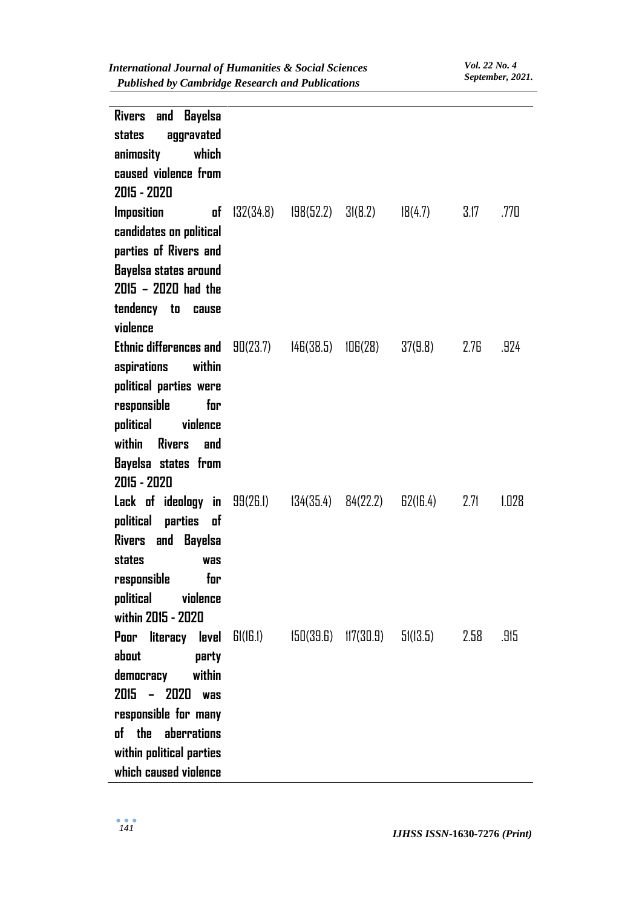| | | | | | | |
|---|---|---|---|---|---|---|
| **Rivers and Bayelsa states aggravated animosity which caused violence from 2015 - 2020** | | | | | | |
| **Imposition of candidates on political parties of Rivers and Bayelsa states around 2015 – 2020 had the tendency to cause violence** | 132(34.8) | 198(52.2) | 31(8.2) | 18(4.7) | 3.17 | .770 |
| **Ethnic differences and aspirations within political parties were responsible for political violence within Rivers and Bayelsa states from 2015 - 2020** | 90(23.7) | 146(38.5) | 106(28) | 37(9.8) | 2.76 | .924 |
| **Lack of ideology in political parties of Rivers and Bayelsa states was responsible for political violence within 2015 - 2020** | 99(26.1) | 134(35.4) | 84(22.2) | 62(16.4) | 2.71 | 1.028 |
| **Poor literacy level about party democracy within 2015 – 2020 was responsible for many of the aberrations within political parties which caused violence** | 61(16.1) | 150(39.6) | 117(30.9) | 51(13.5) | 2.58 | .915 |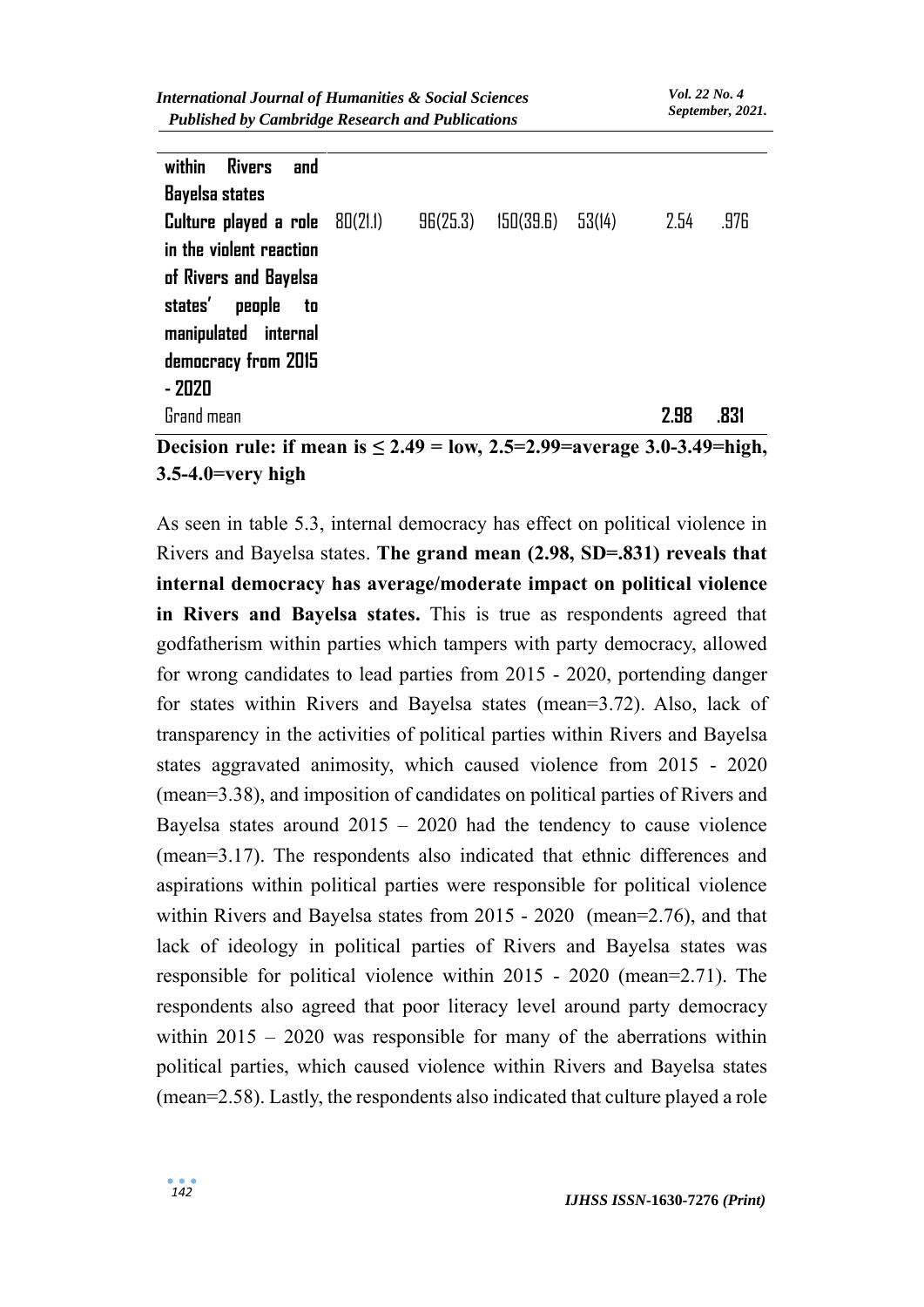| | | | | | | |
|---|---|---|---|---|---|---|
| **within Rivers and Bayelsa states** | | | | | | |
| **Culture played a role in the violent reaction of Rivers and Bayelsa states' people to manipulated internal democracy from 2015 - 2020** | 80(21.1) | 96(25.3) | 150(39.6) | 53(14) | 2.54 | .976 |
| Grand mean | | | | | **2.98** | **.831** |

**Decision rule: if mean is ≤ 2.49 = low, 2.5=2.99=average 3.0-3.49=high, 3.5-4.0=very high**

As seen in table 5.3, internal democracy has effect on political violence in Rivers and Bayelsa states. **The grand mean (2.98, SD=.831) reveals that internal democracy has average/moderate impact on political violence in Rivers and Bayelsa states.** This is true as respondents agreed that godfatherism within parties which tampers with party democracy, allowed for wrong candidates to lead parties from 2015 - 2020, portending danger for states within Rivers and Bayelsa states (mean=3.72). Also, lack of transparency in the activities of political parties within Rivers and Bayelsa states aggravated animosity, which caused violence from 2015 - 2020 (mean=3.38), and imposition of candidates on political parties of Rivers and Bayelsa states around 2015 – 2020 had the tendency to cause violence (mean=3.17). The respondents also indicated that ethnic differences and aspirations within political parties were responsible for political violence within Rivers and Bayelsa states from 2015 - 2020 (mean=2.76), and that lack of ideology in political parties of Rivers and Bayelsa states was responsible for political violence within 2015 - 2020 (mean=2.71). The respondents also agreed that poor literacy level around party democracy within 2015 – 2020 was responsible for many of the aberrations within political parties, which caused violence within Rivers and Bayelsa states (mean=2.58). Lastly, the respondents also indicated that culture played a role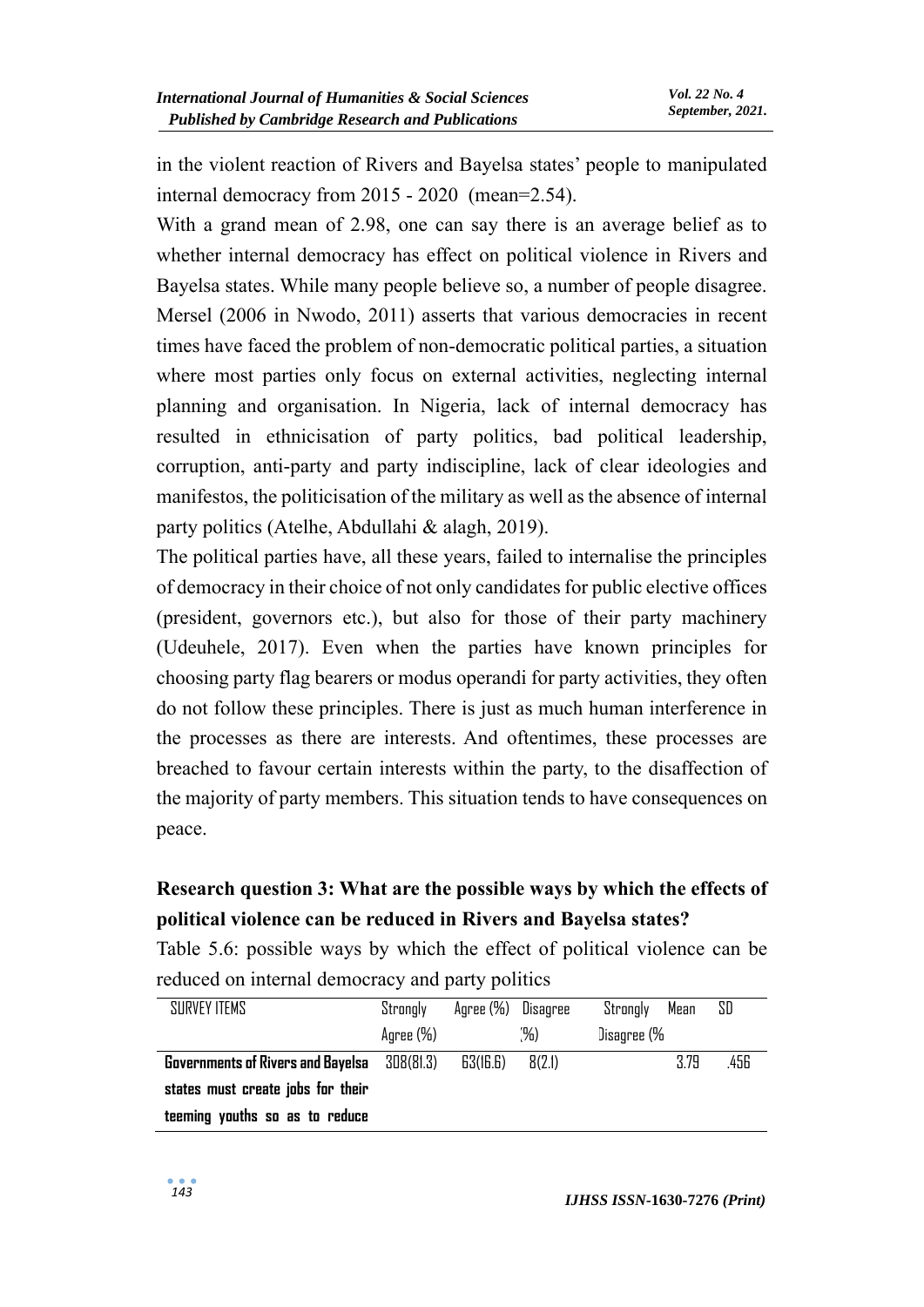in the violent reaction of Rivers and Bayelsa states' people to manipulated internal democracy from 2015 - 2020 (mean=2.54).

With a grand mean of 2.98, one can say there is an average belief as to whether internal democracy has effect on political violence in Rivers and Bayelsa states. While many people believe so, a number of people disagree. Mersel (2006 in Nwodo, 2011) asserts that various democracies in recent times have faced the problem of non-democratic political parties, a situation where most parties only focus on external activities, neglecting internal planning and organisation. In Nigeria, lack of internal democracy has resulted in ethnicisation of party politics, bad political leadership, corruption, anti-party and party indiscipline, lack of clear ideologies and manifestos, the politicisation of the military as well as the absence of internal party politics (Atelhe, Abdullahi & alagh, 2019).

The political parties have, all these years, failed to internalise the principles of democracy in their choice of not only candidates for public elective offices (president, governors etc.), but also for those of their party machinery (Udeuhele, 2017). Even when the parties have known principles for choosing party flag bearers or modus operandi for party activities, they often do not follow these principles. There is just as much human interference in the processes as there are interests. And oftentimes, these processes are breached to favour certain interests within the party, to the disaffection of the majority of party members. This situation tends to have consequences on peace.

**Research question 3: What are the possible ways by which the effects of political violence can be reduced in Rivers and Bayelsa states?**

Table 5.6: possible ways by which the effect of political violence can be reduced on internal democracy and party politics

| SURVEY ITEMS | Strongly Agree (%) | Agree (%) | Disagree (%) | Strongly Disagree (% | Mean | SD |
|---|---|---|---|---|---|---|
| **Governments of Rivers and Bayelsa states must create jobs for their teeming youths so as to reduce** | 308(81.3) | 63(16.6) | 8(2.1) | | 3.79 | .456 |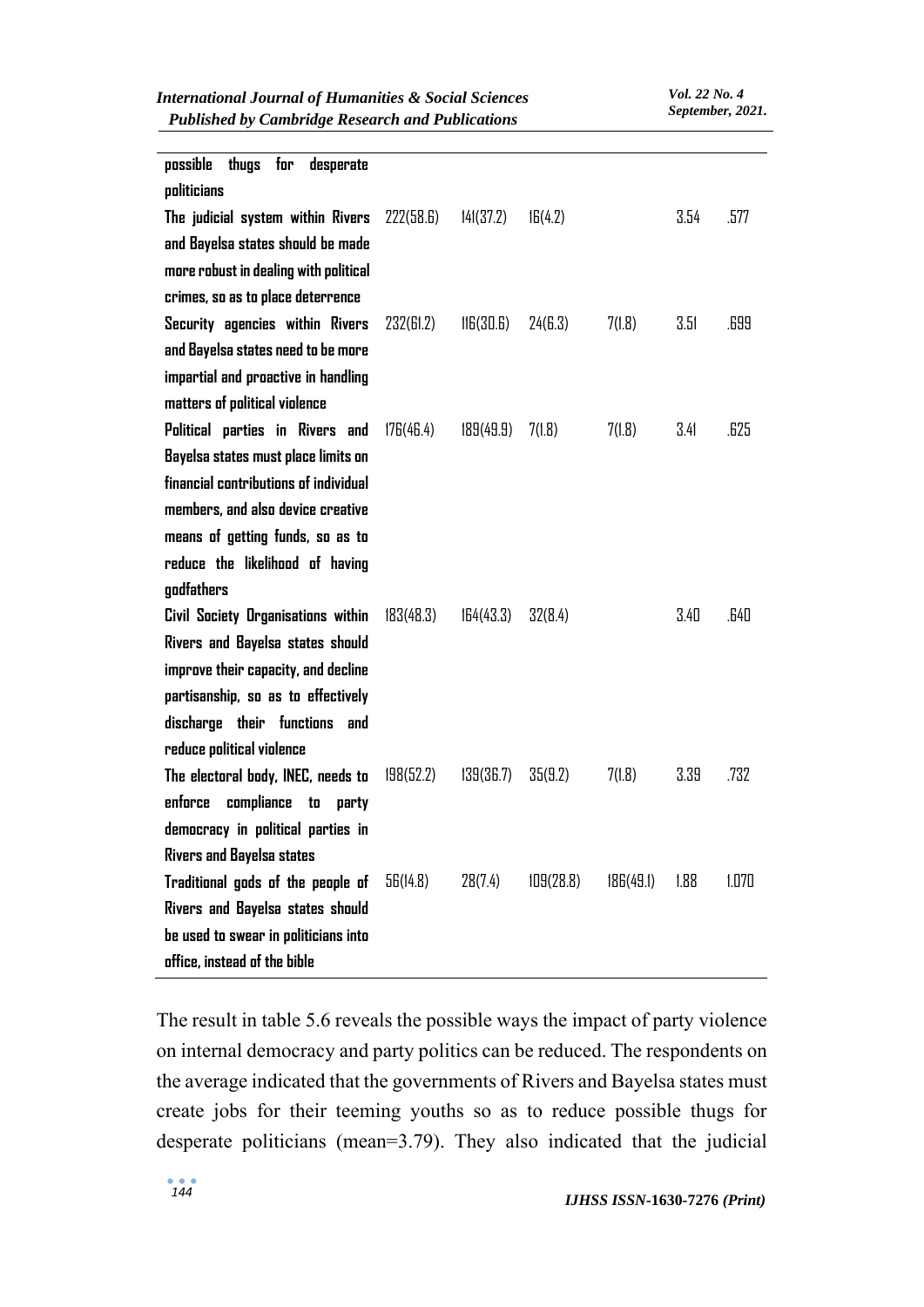| | | | | | | |
|---|---|---|---|---|---|---|
| possible thugs for desperate politicians | | | | | | |
| The judicial system within Rivers and Bayelsa states should be made more robust in dealing with political crimes, so as to place deterrence | 222(58.6) | 141(37.2) | 16(4.2) | | 3.54 | .577 |
| Security agencies within Rivers and Bayelsa states need to be more impartial and proactive in handling matters of political violence | 232(61.2) | 116(30.6) | 24(6.3) | 7(1.8) | 3.51 | .699 |
| Political parties in Rivers and Bayelsa states must place limits on financial contributions of individual members, and also device creative means of getting funds, so as to reduce the likelihood of having godfathers | 176(46.4) | 189(49.9) | 7(1.8) | 7(1.8) | 3.41 | .625 |
| Civil Society Organisations within Rivers and Bayelsa states should improve their capacity, and decline partisanship, so as to effectively discharge their functions and reduce political violence | 183(48.3) | 164(43.3) | 32(8.4) | | 3.40 | .640 |
| The electoral body, INEC, needs to enforce compliance to party democracy in political parties in Rivers and Bayelsa states | 198(52.2) | 139(36.7) | 35(9.2) | 7(1.8) | 3.39 | .732 |
| Traditional gods of the people of Rivers and Bayelsa states should be used to swear in politicians into office, instead of the bible | 56(14.8) | 28(7.4) | 109(28.8) | 186(49.1) | 1.88 | 1.070 |

The result in table 5.6 reveals the possible ways the impact of party violence on internal democracy and party politics can be reduced. The respondents on the average indicated that the governments of Rivers and Bayelsa states must create jobs for their teeming youths so as to reduce possible thugs for desperate politicians (mean=3.79). They also indicated that the judicial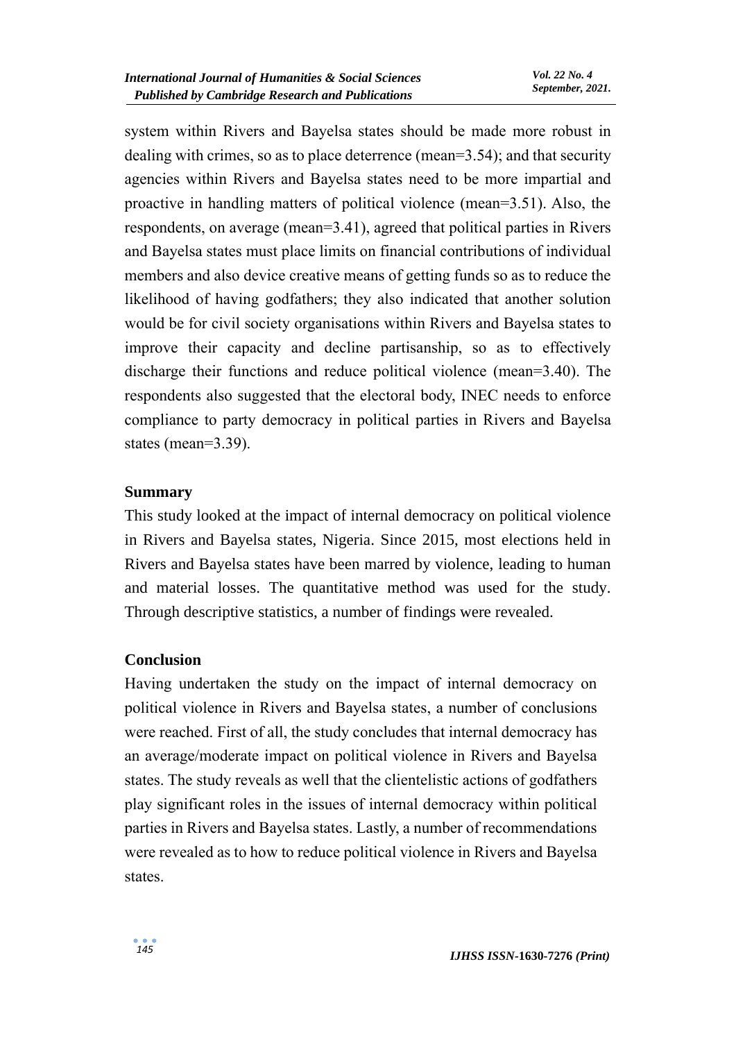system within Rivers and Bayelsa states should be made more robust in dealing with crimes, so as to place deterrence (mean=3.54); and that security agencies within Rivers and Bayelsa states need to be more impartial and proactive in handling matters of political violence (mean=3.51). Also, the respondents, on average (mean=3.41), agreed that political parties in Rivers and Bayelsa states must place limits on financial contributions of individual members and also device creative means of getting funds so as to reduce the likelihood of having godfathers; they also indicated that another solution would be for civil society organisations within Rivers and Bayelsa states to improve their capacity and decline partisanship, so as to effectively discharge their functions and reduce political violence (mean=3.40). The respondents also suggested that the electoral body, INEC needs to enforce compliance to party democracy in political parties in Rivers and Bayelsa states (mean=3.39).

## Summary

This study looked at the impact of internal democracy on political violence in Rivers and Bayelsa states, Nigeria. Since 2015, most elections held in Rivers and Bayelsa states have been marred by violence, leading to human and material losses. The quantitative method was used for the study. Through descriptive statistics, a number of findings were revealed.

## Conclusion

Having undertaken the study on the impact of internal democracy on political violence in Rivers and Bayelsa states, a number of conclusions were reached. First of all, the study concludes that internal democracy has an average/moderate impact on political violence in Rivers and Bayelsa states. The study reveals as well that the clientelistic actions of godfathers play significant roles in the issues of internal democracy within political parties in Rivers and Bayelsa states. Lastly, a number of recommendations were revealed as to how to reduce political violence in Rivers and Bayelsa states.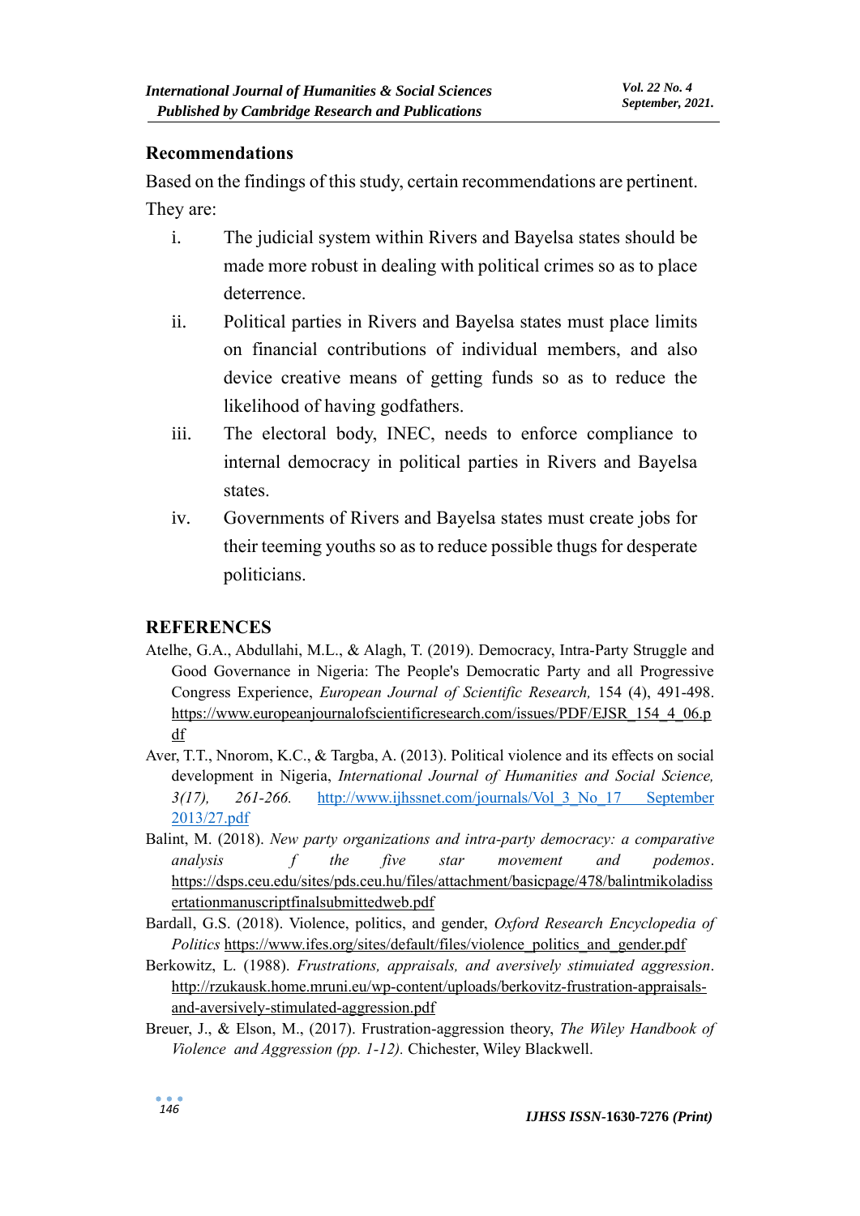## Recommendations

Based on the findings of this study, certain recommendations are pertinent. They are:

i. The judicial system within Rivers and Bayelsa states should be made more robust in dealing with political crimes so as to place deterrence.

ii. Political parties in Rivers and Bayelsa states must place limits on financial contributions of individual members, and also device creative means of getting funds so as to reduce the likelihood of having godfathers.

iii. The electoral body, INEC, needs to enforce compliance to internal democracy in political parties in Rivers and Bayelsa states.

iv. Governments of Rivers and Bayelsa states must create jobs for their teeming youths so as to reduce possible thugs for desperate politicians.

## REFERENCES

Atelhe, G.A., Abdullahi, M.L., & Alagh, T. (2019). Democracy, Intra-Party Struggle and Good Governance in Nigeria: The People's Democratic Party and all Progressive Congress Experience, *European Journal of Scientific Research,* 154 (4), 491-498. https://www.europeanjournalofscientificresearch.com/issues/PDF/EJSR_154_4_06.pdf

Aver, T.T., Nnorom, K.C., & Targba, A. (2013). Political violence and its effects on social development in Nigeria, *International Journal of Humanities and Social Science, 3(17), 261-266.* http://www.ijhssnet.com/journals/Vol_3_No_17_September 2013/27.pdf

Balint, M. (2018). *New party organizations and intra-party democracy: a comparative analysis f the five star movement and podemos*. https://dsps.ceu.edu/sites/pds.ceu.hu/files/attachment/basicpage/478/balintmikoladissertationmanuscriptfinalsubmittedweb.pdf

Bardall, G.S. (2018). Violence, politics, and gender, *Oxford Research Encyclopedia of Politics* https://www.ifes.org/sites/default/files/violence_politics_and_gender.pdf

Berkowitz, L. (1988). *Frustrations, appraisals, and aversively stimuiated aggression*. http://rzukausk.home.mruni.eu/wp-content/uploads/berkovitz-frustration-appraisals-and-aversively-stimulated-aggression.pdf

Breuer, J., & Elson, M., (2017). Frustration-aggression theory, *The Wiley Handbook of Violence and Aggression (pp. 1-12).* Chichester, Wiley Blackwell.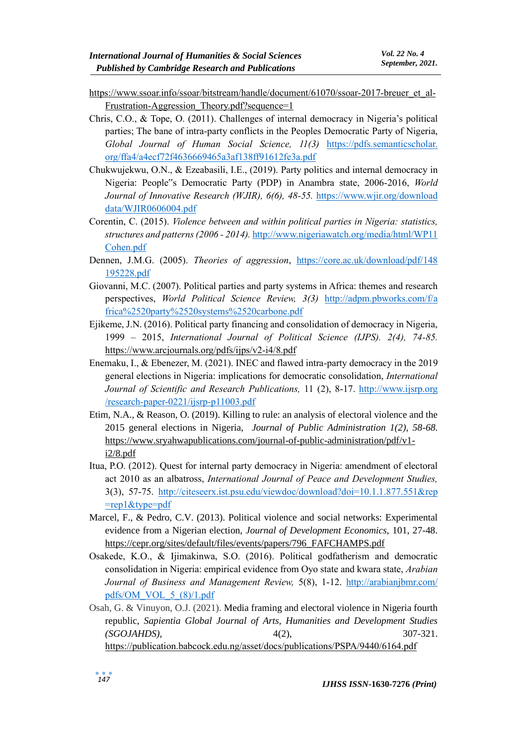https://www.ssoar.info/ssoar/bitstream/handle/document/61070/ssoar-2017-breuer_et_al-Frustration-Aggression_Theory.pdf?sequence=1

Chris, C.O., & Tope, O. (2011). Challenges of internal democracy in Nigeria's political parties; The bane of intra-party conflicts in the Peoples Democratic Party of Nigeria, *Global Journal of Human Social Science, 11(3)* https://pdfs.semanticscholar.org/ffa4/a4ecf72f4636669465a3af138ff91612fe3a.pdf

Chukwujekwu, O.N., & Ezeabasili, I.E., (2019). Party politics and internal democracy in Nigeria: People"s Democratic Party (PDP) in Anambra state, 2006-2016, *World Journal of Innovative Research (WJIR), 6(6), 48-55.* https://www.wjir.org/download data/WJIR0606004.pdf

Corentin, C. (2015). *Violence between and within political parties in Nigeria: statistics, structures and patterns (2006 - 2014).* http://www.nigeriawatch.org/media/html/WP11 Cohen.pdf

Dennen, J.M.G. (2005). *Theories of aggression*, https://core.ac.uk/download/pdf/148 195228.pdf

Giovanni, M.C. (2007). Political parties and party systems in Africa: themes and research perspectives, *World Political Science Review, 3(3)* http://adpm.pbworks.com/f/africa%2520party%2520systems%2520carbone.pdf

Ejikeme, J.N. (2016). Political party financing and consolidation of democracy in Nigeria, 1999 – 2015, *International Journal of Political Science (IJPS). 2(4), 74-85.* https://www.arcjournals.org/pdfs/ijps/v2-i4/8.pdf

Enemaku, I., & Ebenezer, M. (2021). INEC and flawed intra-party democracy in the 2019 general elections in Nigeria: implications for democratic consolidation, *International Journal of Scientific and Research Publications,* 11 (2), 8-17. http://www.ijsrp.org /research-paper-0221/ijsrp-p11003.pdf

Etim, N.A., & Reason, O. (2019). Killing to rule: an analysis of electoral violence and the 2015 general elections in Nigeria, *Journal of Public Administration 1(2), 58-68.* https://www.sryahwapublications.com/journal-of-public-administration/pdf/v1-i2/8.pdf

Itua, P.O. (2012). Quest for internal party democracy in Nigeria: amendment of electoral act 2010 as an albatross, *International Journal of Peace and Development Studies,* 3(3), 57-75. http://citeseerx.ist.psu.edu/viewdoc/download?doi=10.1.1.877.551&rep=rep1&type=pdf

Marcel, F., & Pedro, C.V. (2013). Political violence and social networks: Experimental evidence from a Nigerian election, *Journal of Development Economics,* 101, 27-48. https://cepr.org/sites/default/files/events/papers/796_FAFCHAMPS.pdf

Osakede, K.O., & Ijimakinwa, S.O. (2016). Political godfatherism and democratic consolidation in Nigeria: empirical evidence from Oyo state and kwara state, *Arabian Journal of Business and Management Review,* 5(8), 1-12. http://arabianjbmr.com/pdfs/OM_VOL_5_(8)/1.pdf

Osah, G. & Vinuyon, O.J. (2021). Media framing and electoral violence in Nigeria fourth republic, *Sapientia Global Journal of Arts, Humanities and Development Studies (SGOJAHDS),* 4(2), 307-321. https://publication.babcock.edu.ng/asset/docs/publications/PSPA/9440/6164.pdf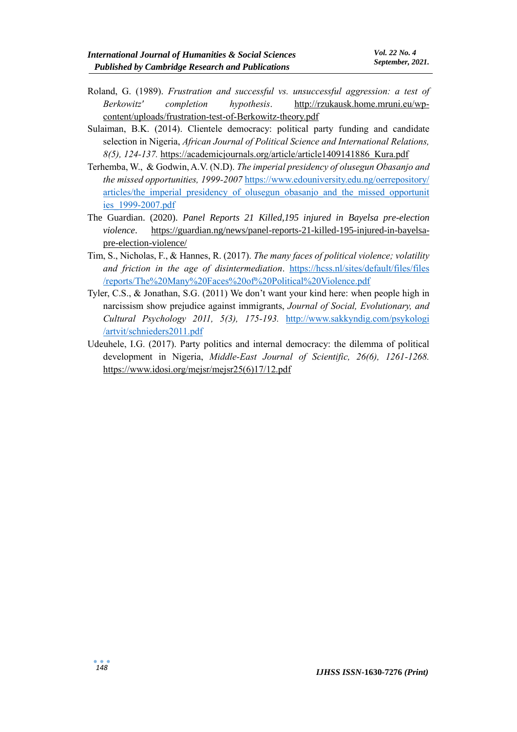Roland, G. (1989). *Frustration and successful vs. unsuccessful aggression: a test of Berkowitz' completion hypothesis*. http://rzukausk.home.mruni.eu/wp-content/uploads/frustration-test-of-Berkowitz-theory.pdf

Sulaiman, B.K. (2014). Clientele democracy: political party funding and candidate selection in Nigeria, *African Journal of Political Science and International Relations, 8(5), 124-137.* https://academicjournals.org/article/article1409141886_Kura.pdf

Terhemba, W., & Godwin, A.V. (N.D). *The imperial presidency of olusegun Obasanjo and the missed opportunities, 1999-2007* https://www.edouniversity.edu.ng/oerrepository/articles/the_imperial_presidency_of_olusegun_obasanjo_and_the_missed_opportunities_1999-2007.pdf

The Guardian. (2020). *Panel Reports 21 Killed,195 injured in Bayelsa pre-election violence*. https://guardian.ng/news/panel-reports-21-killed-195-injured-in-bayelsa-pre-election-violence/

Tim, S., Nicholas, F., & Hannes, R. (2017). *The many faces of political violence; volatility and friction in the age of disintermediation*. https://hcss.nl/sites/default/files/files/reports/The%20Many%20Faces%20of%20Political%20Violence.pdf

Tyler, C.S., & Jonathan, S.G. (2011) We don't want your kind here: when people high in narcissism show prejudice against immigrants, *Journal of Social, Evolutionary, and Cultural Psychology 2011, 5(3), 175-193.* http://www.sakkyndig.com/psykologi/artvit/schnieders2011.pdf

Udeuhele, I.G. (2017). Party politics and internal democracy: the dilemma of political development in Nigeria, *Middle-East Journal of Scientific, 26(6), 1261-1268.* https://www.idosi.org/mejsr/mejsr25(6)17/12.pdf